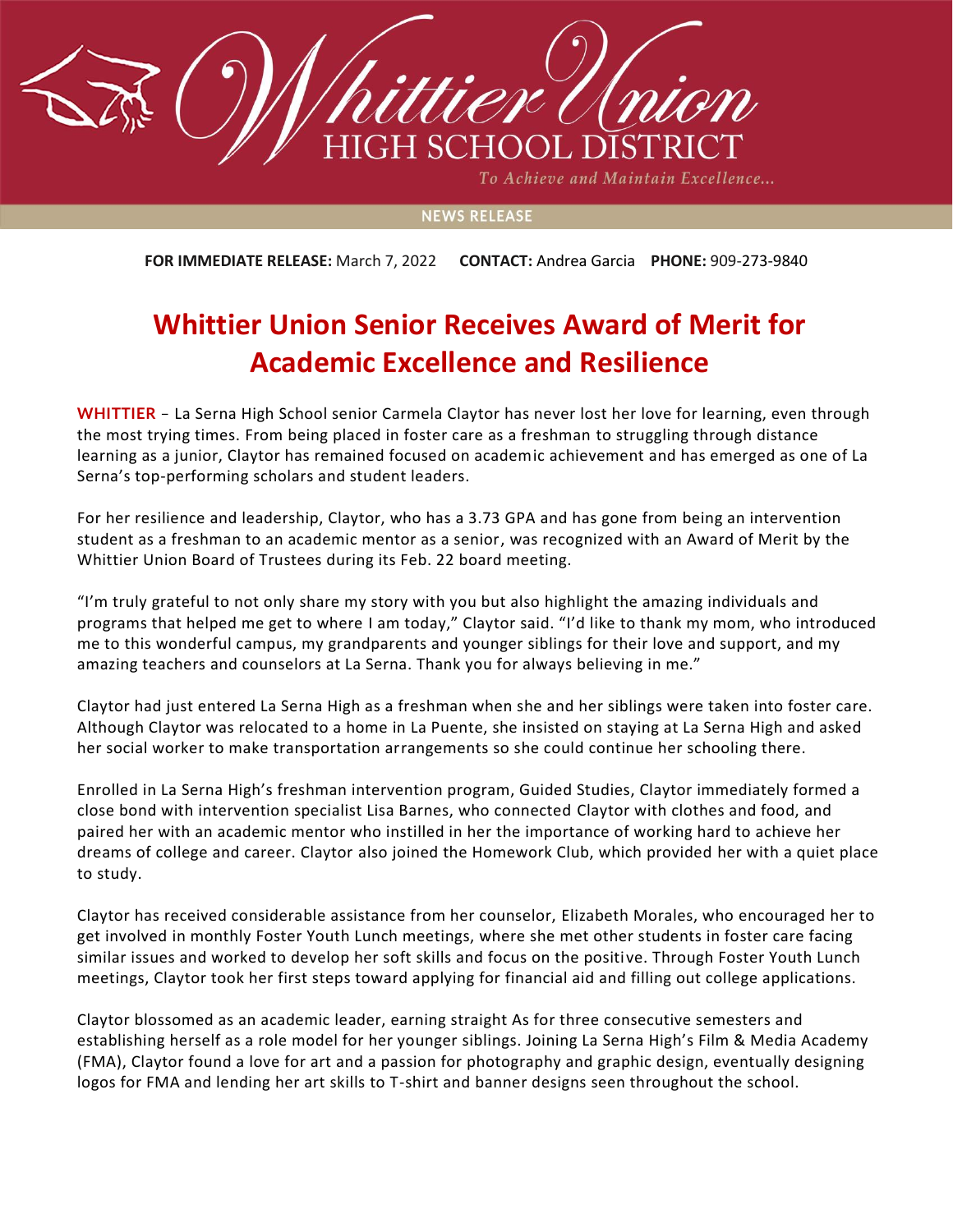# Whittier Union HIGH SCHOOL DISTRICT

*To Achieve and Maintain Excellence...*

NEWS RELEASE

**FOR IMMEDIATE RELEASE:** March 7, 2022 **CONTACT:** Andrea Garcia **PHONE:** 909-273-9840

## Whittier Union Senior Receives Award of Merit for Academic Excellence and Resilience

**WHITTIER** – La Serna High School senior Carmela Claytor has never lost her love for learning, even through the most trying times. From being placed in foster care as a freshman to struggling through distance learning as a junior, Claytor has remained focused on academic achievement and has emerged as one of La Serna's top-performing scholars and student leaders.

For her resilience and leadership, Claytor, who has a 3.73 GPA and has gone from being an intervention student as a freshman to an academic mentor as a senior, was recognized with an Award of Merit by the Whittier Union Board of Trustees during its Feb. 22 board meeting.

"I'm truly grateful to not only share my story with you but also highlight the amazing individuals and programs that helped me get to where I am today," Claytor said. "I'd like to thank my mom, who introduced me to this wonderful campus, my grandparents and younger siblings for their love and support, and my amazing teachers and counselors at La Serna. Thank you for always believing in me."

Claytor had just entered La Serna High as a freshman when she and her siblings were taken into foster care. Although Claytor was relocated to a home in La Puente, she insisted on staying at La Serna High and asked her social worker to make transportation arrangements so she could continue her schooling there.

Enrolled in La Serna High's freshman intervention program, Guided Studies, Claytor immediately formed a close bond with intervention specialist Lisa Barnes, who connected Claytor with clothes and food, and paired her with an academic mentor who instilled in her the importance of working hard to achieve her dreams of college and career. Claytor also joined the Homework Club, which provided her with a quiet place to study.

Claytor has received considerable assistance from her counselor, Elizabeth Morales, who encouraged her to get involved in monthly Foster Youth Lunch meetings, where she met other students in foster care facing similar issues and worked to develop her soft skills and focus on the positive. Through Foster Youth Lunch meetings, Claytor took her first steps toward applying for financial aid and filling out college applications.

Claytor blossomed as an academic leader, earning straight As for three consecutive semesters and establishing herself as a role model for her younger siblings. Joining La Serna High's Film & Media Academy (FMA), Claytor found a love for art and a passion for photography and graphic design, eventually designing logos for FMA and lending her art skills to T-shirt and banner designs seen throughout the school.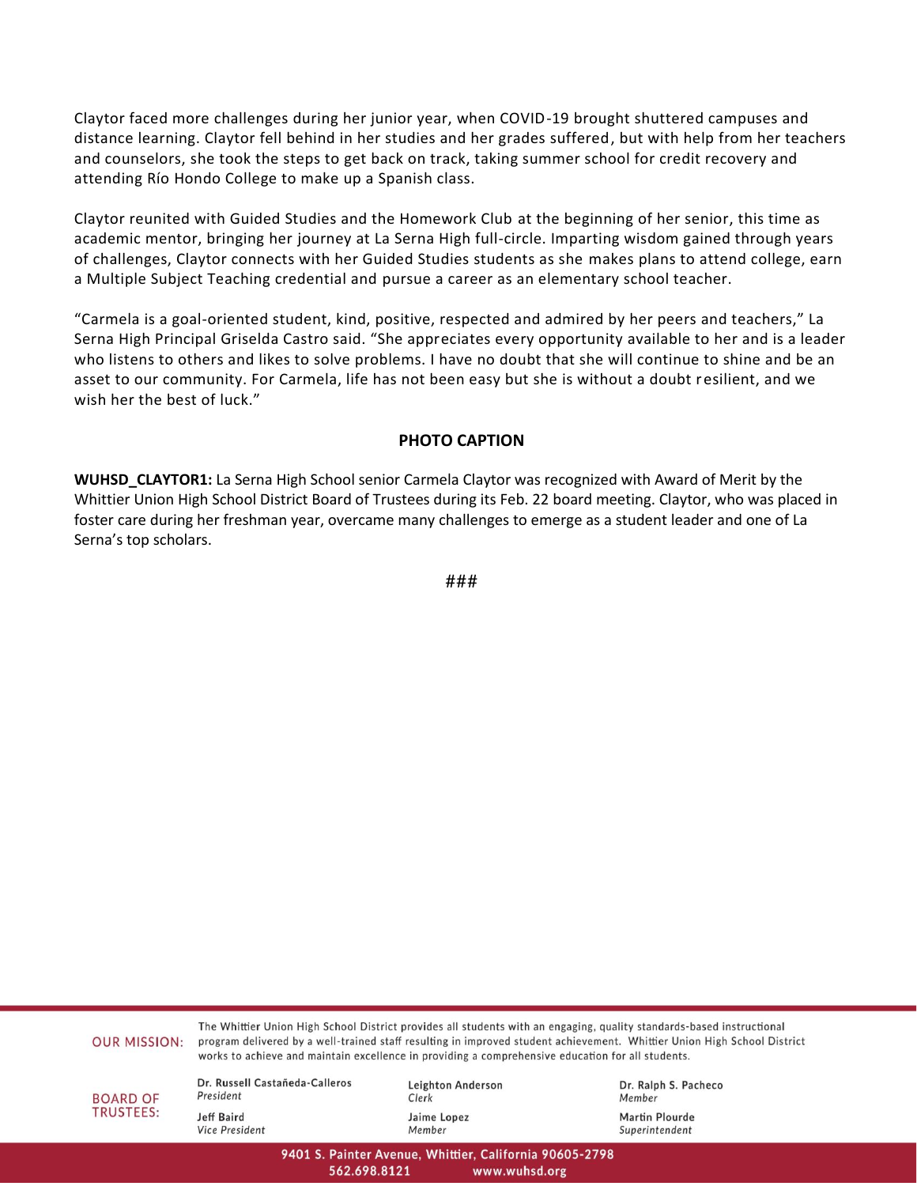Claytor faced more challenges during her junior year, when COVID-19 brought shuttered campuses and distance learning. Claytor fell behind in her studies and her grades suffered, but with help from her teachers and counselors, she took the steps to get back on track, taking summer school for credit recovery and attending Río Hondo College to make up a Spanish class.

Claytor reunited with Guided Studies and the Homework Club at the beginning of her senior, this time as academic mentor, bringing her journey at La Serna High full-circle. Imparting wisdom gained through years of challenges, Claytor connects with her Guided Studies students as she makes plans to attend college, earn a Multiple Subject Teaching credential and pursue a career as an elementary school teacher.

"Carmela is a goal-oriented student, kind, positive, respected and admired by her peers and teachers," La Serna High Principal Griselda Castro said. "She appreciates every opportunity available to her and is a leader who listens to others and likes to solve problems. I have no doubt that she will continue to shine and be an asset to our community. For Carmela, life has not been easy but she is without a doubt resilient, and we wish her the best of luck."

**PHOTO CAPTION**

**WUHSD_CLAYTOR1:** La Serna High School senior Carmela Claytor was recognized with Award of Merit by the Whittier Union High School District Board of Trustees during its Feb. 22 board meeting. Claytor, who was placed in foster care during her freshman year, overcame many challenges to emerge as a student leader and one of La Serna's top scholars.

###

OUR MISSION: The Whittier Union High School District provides all students with an engaging, quality standards-based instructional program delivered by a well-trained staff resulting in improved student achievement. Whittier Union High School District works to achieve and maintain excellence in providing a comprehensive education for all students.

BOARD OF TRUSTEES:

Dr. Russell Castañeda-Calleros, *President*
Jeff Baird, *Vice President*
Leighton Anderson, *Clerk*
Jaime Lopez, *Member*
Dr. Ralph S. Pacheco, *Member*
Martin Plourde, *Superintendent*

9401 S. Painter Avenue, Whittier, California 90605-2798
562.698.8121 www.wuhsd.org